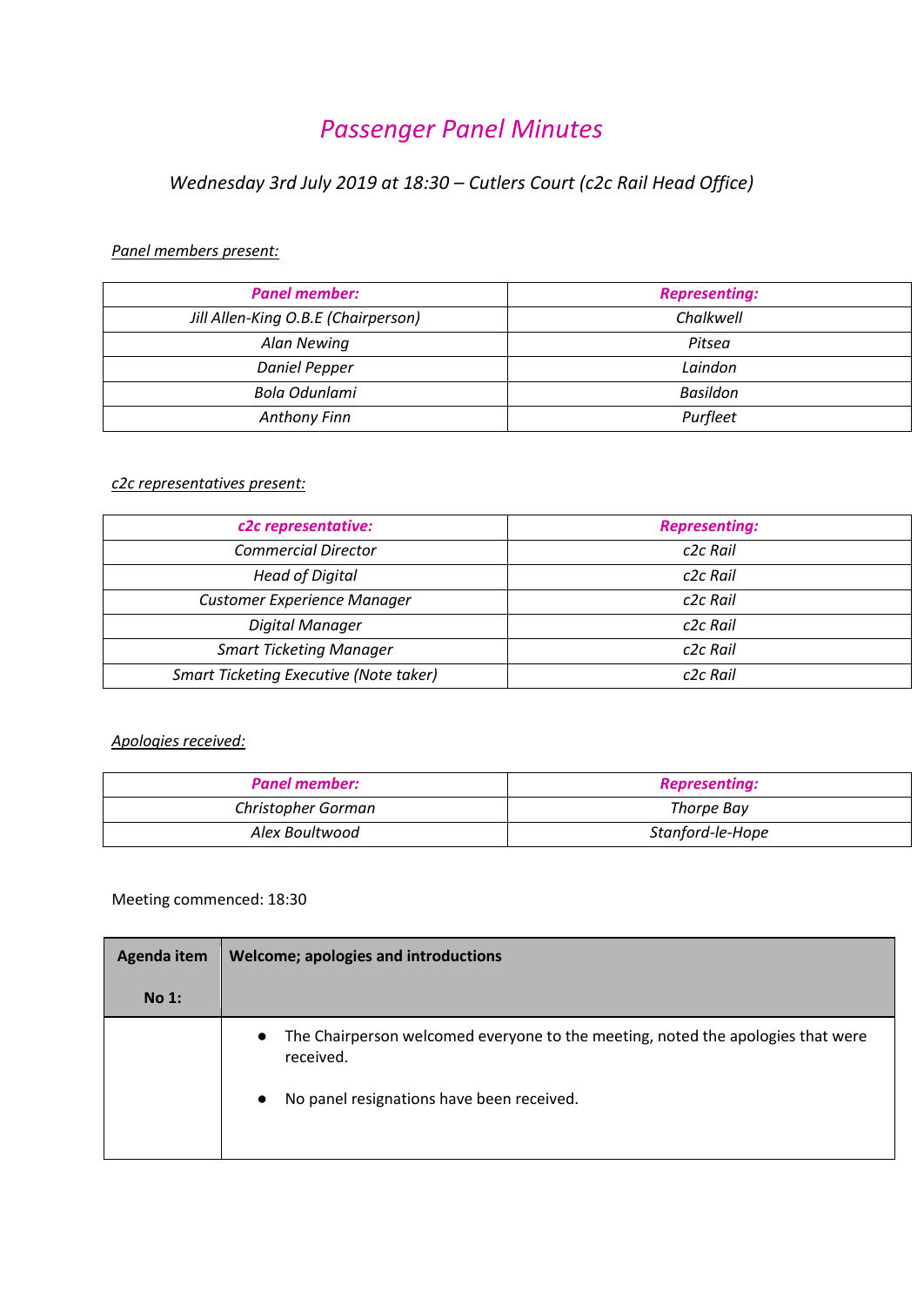# *Passenger Panel Minutes*

*Wednesday 3rd July 2019 at 18:30 – Cutlers Court (c2c Rail Head Office)*

*Panel members present:*

| ***Panel member:*** | ***Representing:*** |
|---|---|
| *Jill Allen-King O.B.E (Chairperson)* | *Chalkwell* |
| *Alan Newing* | *Pitsea* |
| *Daniel Pepper* | *Laindon* |
| *Bola Odunlami* | *Basildon* |
| *Anthony Finn* | *Purfleet* |

*c2c representatives present:*

| ***c2c representative:*** | ***Representing:*** |
|---|---|
| *Commercial Director* | *c2c Rail* |
| *Head of Digital* | *c2c Rail* |
| *Customer Experience Manager* | *c2c Rail* |
| *Digital Manager* | *c2c Rail* |
| *Smart Ticketing Manager* | *c2c Rail* |
| *Smart Ticketing Executive (Note taker)* | *c2c Rail* |

*Apologies received:*

| ***Panel member:*** | ***Representing:*** |
|---|---|
| *Christopher Gorman* | *Thorpe Bay* |
| *Alex Boultwood* | *Stanford-le-Hope* |

Meeting commenced: 18:30

| **Agenda item No 1:** | **Welcome; apologies and introductions** |
|---|---|
| | • The Chairperson welcomed everyone to the meeting, noted the apologies that were received.<br><br>• No panel resignations have been received. |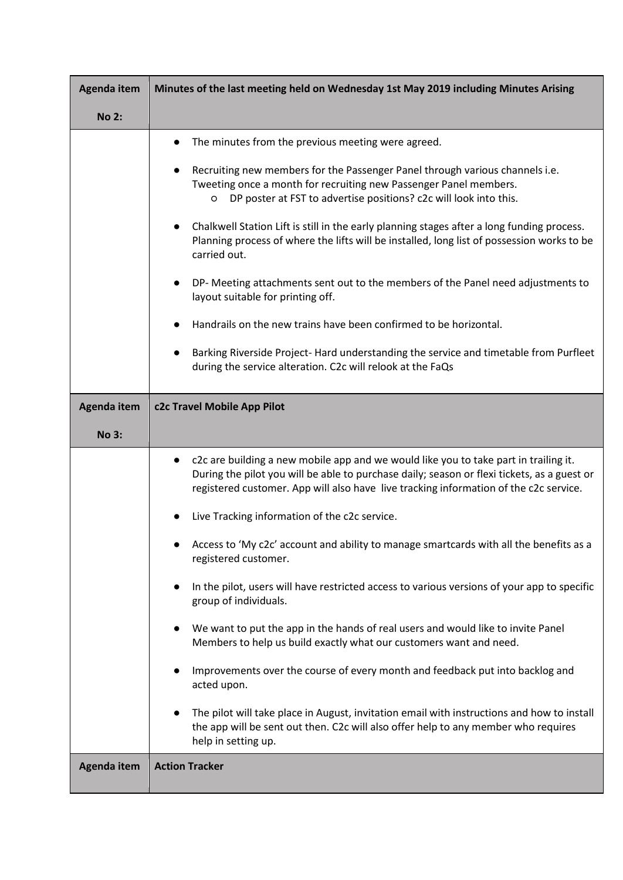| Agenda item No 2: | Minutes of the last meeting held on Wednesday 1st May 2019 including Minutes Arising |
|---|---|
| | <ul><li>The minutes from the previous meeting were agreed.</li><li>Recruiting new members for the Passenger Panel through various channels i.e. Tweeting once a month for recruiting new Passenger Panel members.<ul><li>DP poster at FST to advertise positions? c2c will look into this.</li></ul></li><li>Chalkwell Station Lift is still in the early planning stages after a long funding process. Planning process of where the lifts will be installed, long list of possession works to be carried out.</li><li>DP- Meeting attachments sent out to the members of the Panel need adjustments to layout suitable for printing off.</li><li>Handrails on the new trains have been confirmed to be horizontal.</li><li>Barking Riverside Project- Hard understanding the service and timetable from Purfleet during the service alteration. C2c will relook at the FaQs</li></ul> |
| **Agenda item No 3:** | **c2c Travel Mobile App Pilot** |
| | <ul><li>c2c are building a new mobile app and we would like you to take part in trailing it. During the pilot you will be able to purchase daily; season or flexi tickets, as a guest or registered customer. App will also have live tracking information of the c2c service.</li><li>Live Tracking information of the c2c service.</li><li>Access to 'My c2c' account and ability to manage smartcards with all the benefits as a registered customer.</li><li>In the pilot, users will have restricted access to various versions of your app to specific group of individuals.</li><li>We want to put the app in the hands of real users and would like to invite Panel Members to help us build exactly what our customers want and need.</li><li>Improvements over the course of every month and feedback put into backlog and acted upon.</li><li>The pilot will take place in August, invitation email with instructions and how to install the app will be sent out then. C2c will also offer help to any member who requires help in setting up.</li></ul> |
| **Agenda item** | **Action Tracker** |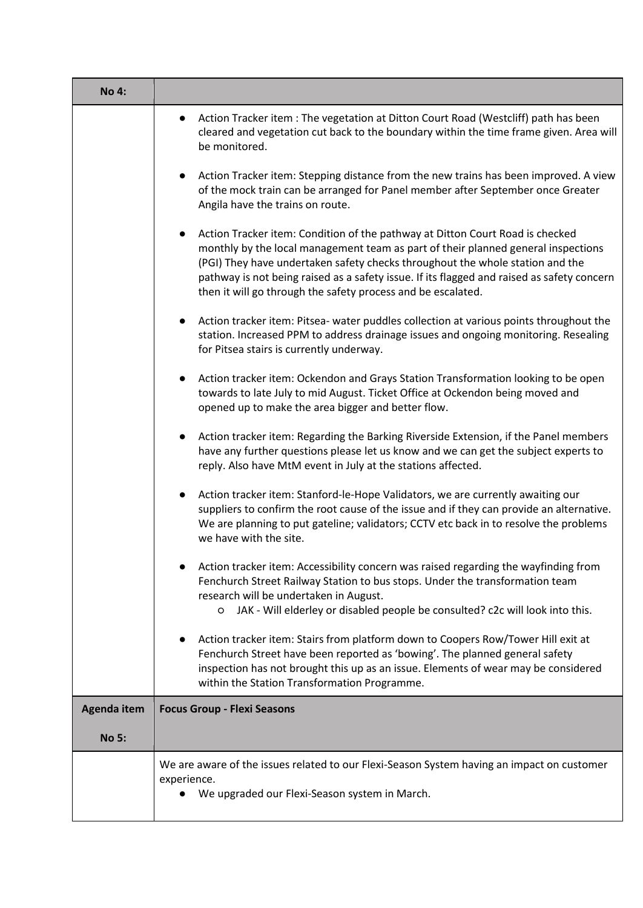| No 4: | |
|---|---|
| | ● Action Tracker item : The vegetation at Ditton Court Road (Westcliff) path has been cleared and vegetation cut back to the boundary within the time frame given. Area will be monitored.<br><br>● Action Tracker item: Stepping distance from the new trains has been improved. A view of the mock train can be arranged for Panel member after September once Greater Angila have the trains on route.<br><br>● Action Tracker item: Condition of the pathway at Ditton Court Road is checked monthly by the local management team as part of their planned general inspections (PGI) They have undertaken safety checks throughout the whole station and the pathway is not being raised as a safety issue. If its flagged and raised as safety concern then it will go through the safety process and be escalated.<br><br>● Action tracker item: Pitsea- water puddles collection at various points throughout the station. Increased PPM to address drainage issues and ongoing monitoring. Resealing for Pitsea stairs is currently underway.<br><br>● Action tracker item: Ockendon and Grays Station Transformation looking to be open towards to late July to mid August. Ticket Office at Ockendon being moved and opened up to make the area bigger and better flow.<br><br>● Action tracker item: Regarding the Barking Riverside Extension, if the Panel members have any further questions please let us know and we can get the subject experts to reply. Also have MtM event in July at the stations affected.<br><br>● Action tracker item: Stanford-le-Hope Validators, we are currently awaiting our suppliers to confirm the root cause of the issue and if they can provide an alternative. We are planning to put gateline; validators; CCTV etc back in to resolve the problems we have with the site.<br><br>● Action tracker item: Accessibility concern was raised regarding the wayfinding from Fenchurch Street Railway Station to bus stops. Under the transformation team research will be undertaken in August.<br>&nbsp;&nbsp;&nbsp;&nbsp;○ JAK - Will elderley or disabled people be consulted? c2c will look into this.<br><br>● Action tracker item: Stairs from platform down to Coopers Row/Tower Hill exit at Fenchurch Street have been reported as 'bowing'. The planned general safety inspection has not brought this up as an issue. Elements of wear may be considered within the Station Transformation Programme. |
| **Agenda item No 5:** | **Focus Group - Flexi Seasons** |
| | We are aware of the issues related to our Flexi-Season System having an impact on customer experience.<br>● We upgraded our Flexi-Season system in March. |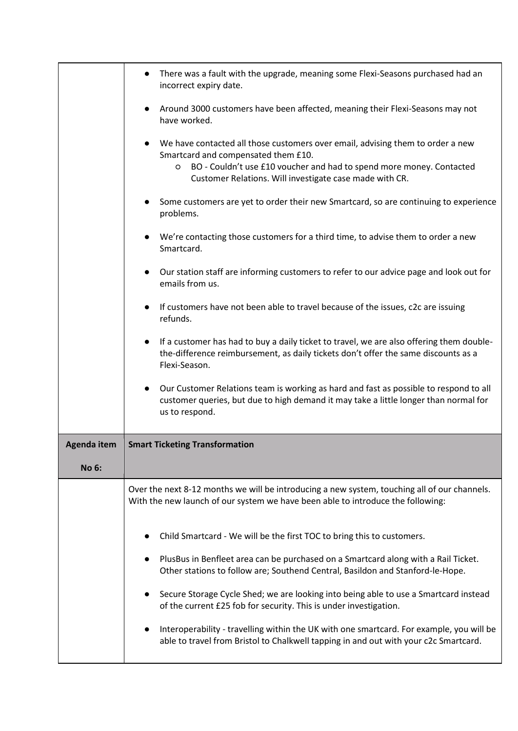| | |
|---|---|
| | • There was a fault with the upgrade, meaning some Flexi-Seasons purchased had an incorrect expiry date.<br><br>• Around 3000 customers have been affected, meaning their Flexi-Seasons may not have worked.<br><br>• We have contacted all those customers over email, advising them to order a new Smartcard and compensated them £10.<br>&nbsp;&nbsp;&nbsp;&nbsp;○ BO - Couldn't use £10 voucher and had to spend more money. Contacted Customer Relations. Will investigate case made with CR.<br><br>• Some customers are yet to order their new Smartcard, so are continuing to experience problems.<br><br>• We're contacting those customers for a third time, to advise them to order a new Smartcard.<br><br>• Our station staff are informing customers to refer to our advice page and look out for emails from us.<br><br>• If customers have not been able to travel because of the issues, c2c are issuing refunds.<br><br>• If a customer has had to buy a daily ticket to travel, we are also offering them double-the-difference reimbursement, as daily tickets don't offer the same discounts as a Flexi-Season.<br><br>• Our Customer Relations team is working as hard and fast as possible to respond to all customer queries, but due to high demand it may take a little longer than normal for us to respond. |
| **Agenda item No 6:** | **Smart Ticketing Transformation** |
| | Over the next 8-12 months we will be introducing a new system, touching all of our channels. With the new launch of our system we have been able to introduce the following:<br><br>• Child Smartcard - We will be the first TOC to bring this to customers.<br><br>• PlusBus in Benfleet area can be purchased on a Smartcard along with a Rail Ticket. Other stations to follow are; Southend Central, Basildon and Stanford-le-Hope.<br><br>• Secure Storage Cycle Shed; we are looking into being able to use a Smartcard instead of the current £25 fob for security. This is under investigation.<br><br>• Interoperability - travelling within the UK with one smartcard. For example, you will be able to travel from Bristol to Chalkwell tapping in and out with your c2c Smartcard. |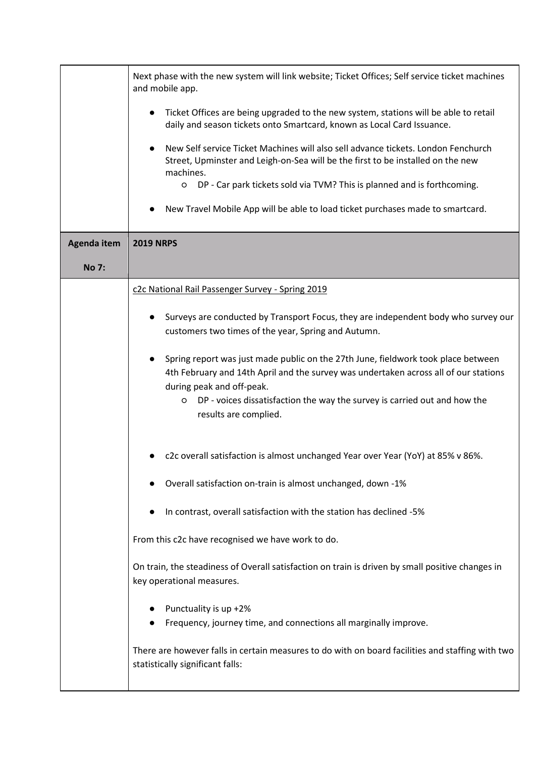| | |
|---|---|
| | Next phase with the new system will link website; Ticket Offices; Self service ticket machines and mobile app.<br><br>● Ticket Offices are being upgraded to the new system, stations will be able to retail daily and season tickets onto Smartcard, known as Local Card Issuance.<br><br>● New Self service Ticket Machines will also sell advance tickets. London Fenchurch Street, Upminster and Leigh-on-Sea will be the first to be installed on the new machines.<br>&nbsp;&nbsp;&nbsp;&nbsp;○ DP - Car park tickets sold via TVM? This is planned and is forthcoming.<br><br>● New Travel Mobile App will be able to load ticket purchases made to smartcard. |
| **Agenda item No 7:** | **2019 NRPS** |
| | c2c National Rail Passenger Survey - Spring 2019<br><br>● Surveys are conducted by Transport Focus, they are independent body who survey our customers two times of the year, Spring and Autumn.<br><br>● Spring report was just made public on the 27th June, fieldwork took place between 4th February and 14th April and the survey was undertaken across all of our stations during peak and off-peak.<br>&nbsp;&nbsp;&nbsp;&nbsp;○ DP - voices dissatisfaction the way the survey is carried out and how the results are complied.<br><br>● c2c overall satisfaction is almost unchanged Year over Year (YoY) at 85% v 86%.<br><br>● Overall satisfaction on-train is almost unchanged, down -1%<br><br>● In contrast, overall satisfaction with the station has declined -5%<br><br>From this c2c have recognised we have work to do.<br><br>On train, the steadiness of Overall satisfaction on train is driven by small positive changes in key operational measures.<br><br>● Punctuality is up +2%<br>● Frequency, journey time, and connections all marginally improve.<br><br>There are however falls in certain measures to do with on board facilities and staffing with two statistically significant falls: |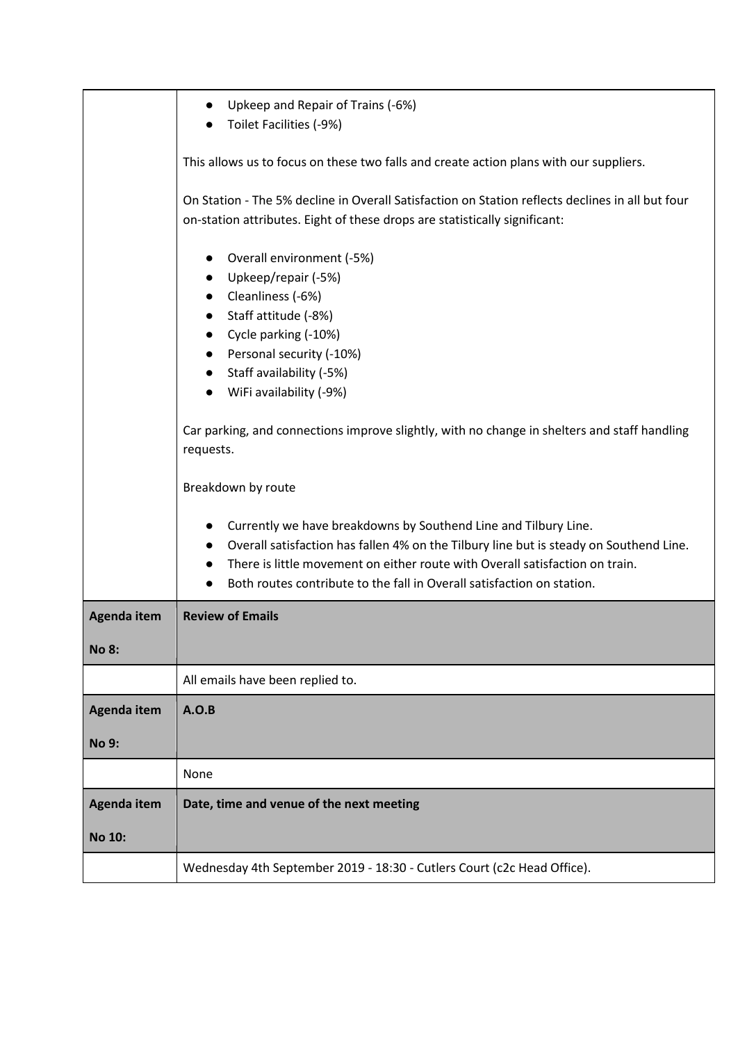| | |
|---|---|
| | • Upkeep and Repair of Trains (-6%)<br>• Toilet Facilities (-9%)<br><br>This allows us to focus on these two falls and create action plans with our suppliers.<br><br>On Station - The 5% decline in Overall Satisfaction on Station reflects declines in all but four on-station attributes. Eight of these drops are statistically significant:<br><br>• Overall environment (-5%)<br>• Upkeep/repair (-5%)<br>• Cleanliness (-6%)<br>• Staff attitude (-8%)<br>• Cycle parking (-10%)<br>• Personal security (-10%)<br>• Staff availability (-5%)<br>• WiFi availability (-9%)<br><br>Car parking, and connections improve slightly, with no change in shelters and staff handling requests.<br><br>Breakdown by route<br><br>• Currently we have breakdowns by Southend Line and Tilbury Line.<br>• Overall satisfaction has fallen 4% on the Tilbury line but is steady on Southend Line.<br>• There is little movement on either route with Overall satisfaction on train.<br>• Both routes contribute to the fall in Overall satisfaction on station. |
| **Agenda item No 8:** | **Review of Emails** |
| | All emails have been replied to. |
| **Agenda item No 9:** | **A.O.B** |
| | None |
| **Agenda item No 10:** | **Date, time and venue of the next meeting** |
| | Wednesday 4th September 2019 - 18:30 - Cutlers Court (c2c Head Office). |